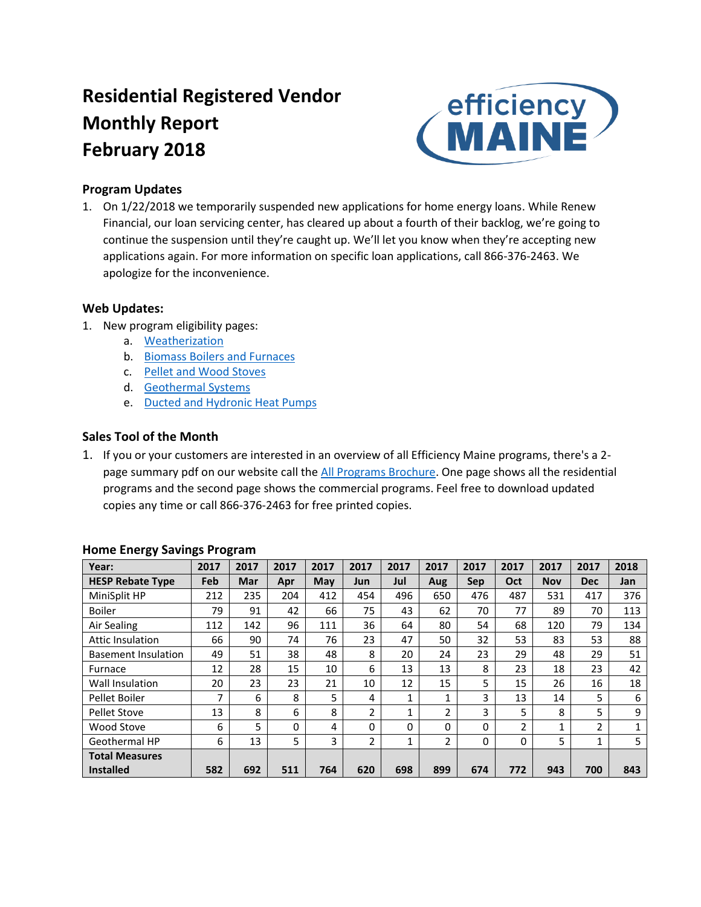# Residential Registered Vendor Monthly Report February 2018

### Program Updates

1. On 1/22/2018 we temporarily suspended new applications for home energy loans. While Renew Financial, our loan servicing center, has cleared up about a fourth of their backlog, we're going to continue the suspension until they're caught up. We'll let you know when they're accepting new applications again. For more information on specific loan applications, call 866-376-2463. We apologize for the inconvenience.

### Web Updates:

1. New program eligibility pages:
   a. Weatherization
   b. Biomass Boilers and Furnaces
   c. Pellet and Wood Stoves
   d. Geothermal Systems
   e. Ducted and Hydronic Heat Pumps

### Sales Tool of the Month

1. If you or your customers are interested in an overview of all Efficiency Maine programs, there's a 2-page summary pdf on our website call the All Programs Brochure. One page shows all the residential programs and the second page shows the commercial programs. Feel free to download updated copies any time or call 866-376-2463 for free printed copies.

### Home Energy Savings Program

| Year: | 2017 | 2017 | 2017 | 2017 | 2017 | 2017 | 2017 | 2017 | 2017 | 2017 | 2017 | 2018 |
|---|---|---|---|---|---|---|---|---|---|---|---|---|
| **HESP Rebate Type** | **Feb** | **Mar** | **Apr** | **May** | **Jun** | **Jul** | **Aug** | **Sep** | **Oct** | **Nov** | **Dec** | **Jan** |
| MiniSplit HP | 212 | 235 | 204 | 412 | 454 | 496 | 650 | 476 | 487 | 531 | 417 | 376 |
| Boiler | 79 | 91 | 42 | 66 | 75 | 43 | 62 | 70 | 77 | 89 | 70 | 113 |
| Air Sealing | 112 | 142 | 96 | 111 | 36 | 64 | 80 | 54 | 68 | 120 | 79 | 134 |
| Attic Insulation | 66 | 90 | 74 | 76 | 23 | 47 | 50 | 32 | 53 | 83 | 53 | 88 |
| Basement Insulation | 49 | 51 | 38 | 48 | 8 | 20 | 24 | 23 | 29 | 48 | 29 | 51 |
| Furnace | 12 | 28 | 15 | 10 | 6 | 13 | 13 | 8 | 23 | 18 | 23 | 42 |
| Wall Insulation | 20 | 23 | 23 | 21 | 10 | 12 | 15 | 5 | 15 | 26 | 16 | 18 |
| Pellet Boiler | 7 | 6 | 8 | 5 | 4 | 1 | 1 | 3 | 13 | 14 | 5 | 6 |
| Pellet Stove | 13 | 8 | 6 | 8 | 2 | 1 | 2 | 3 | 5 | 8 | 5 | 9 |
| Wood Stove | 6 | 5 | 0 | 4 | 0 | 0 | 0 | 0 | 2 | 1 | 2 | 1 |
| Geothermal HP | 6 | 13 | 5 | 3 | 2 | 1 | 2 | 0 | 0 | 5 | 1 | 5 |
| **Total Measures Installed** | **582** | **692** | **511** | **764** | **620** | **698** | **899** | **674** | **772** | **943** | **700** | **843** |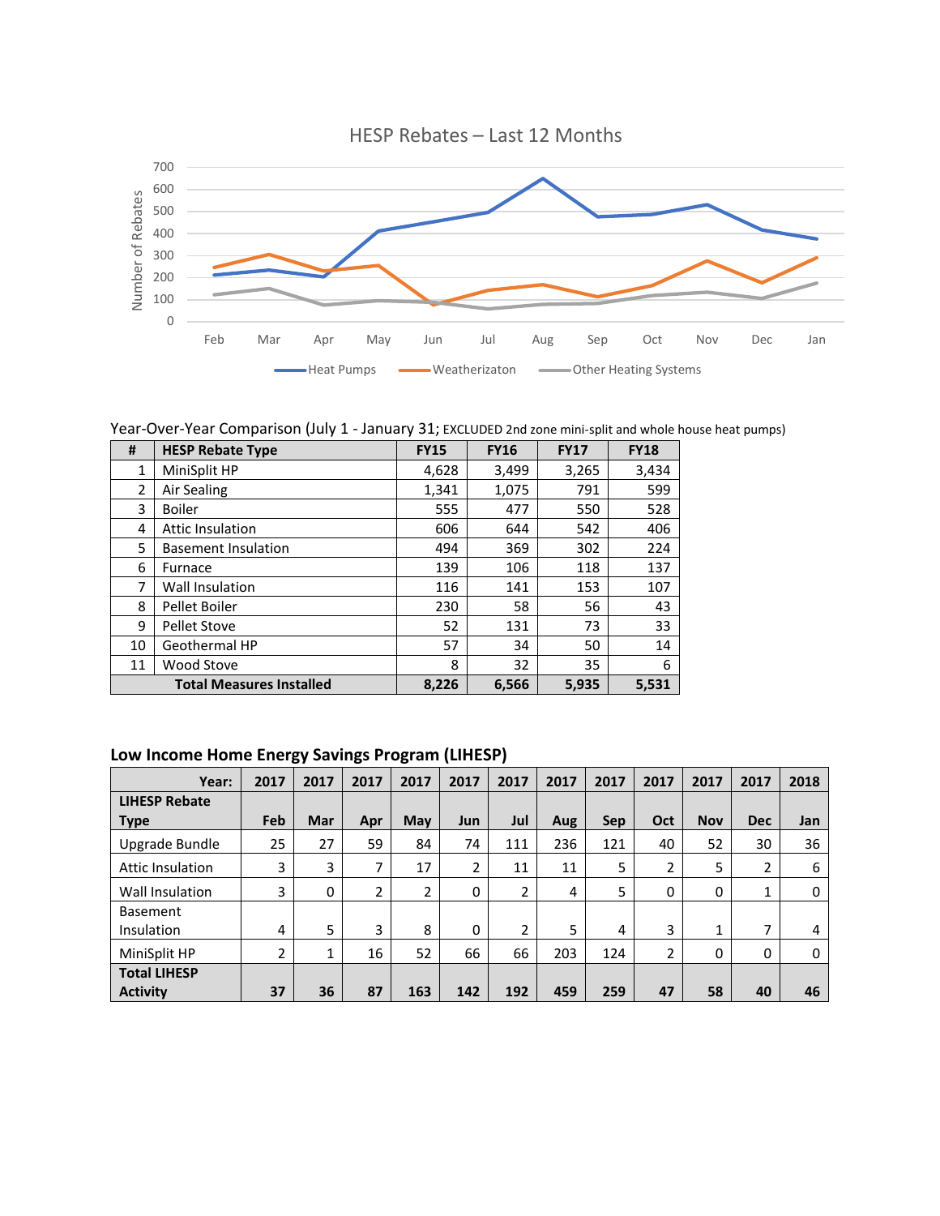HESP Rebates – Last 12 Months

Year-Over-Year Comparison (July 1 - January 31; EXCLUDED 2nd zone mini-split and whole house heat pumps)

| # | HESP Rebate Type | FY15 | FY16 | FY17 | FY18 |
|---|---|---|---|---|---|
| 1 | MiniSplit HP | 4,628 | 3,499 | 3,265 | 3,434 |
| 2 | Air Sealing | 1,341 | 1,075 | 791 | 599 |
| 3 | Boiler | 555 | 477 | 550 | 528 |
| 4 | Attic Insulation | 606 | 644 | 542 | 406 |
| 5 | Basement Insulation | 494 | 369 | 302 | 224 |
| 6 | Furnace | 139 | 106 | 118 | 137 |
| 7 | Wall Insulation | 116 | 141 | 153 | 107 |
| 8 | Pellet Boiler | 230 | 58 | 56 | 43 |
| 9 | Pellet Stove | 52 | 131 | 73 | 33 |
| 10 | Geothermal HP | 57 | 34 | 50 | 14 |
| 11 | Wood Stove | 8 | 32 | 35 | 6 |
| | **Total Measures Installed** | **8,226** | **6,566** | **5,935** | **5,531** |

## Low Income Home Energy Savings Program (LIHESP)

| Year: | 2017 | 2017 | 2017 | 2017 | 2017 | 2017 | 2017 | 2017 | 2017 | 2017 | 2017 | 2018 |
|---|---|---|---|---|---|---|---|---|---|---|---|---|
| **LIHESP Rebate Type** | **Feb** | **Mar** | **Apr** | **May** | **Jun** | **Jul** | **Aug** | **Sep** | **Oct** | **Nov** | **Dec** | **Jan** |
| Upgrade Bundle | 25 | 27 | 59 | 84 | 74 | 111 | 236 | 121 | 40 | 52 | 30 | 36 |
| Attic Insulation | 3 | 3 | 7 | 17 | 2 | 11 | 11 | 5 | 2 | 5 | 2 | 6 |
| Wall Insulation | 3 | 0 | 2 | 2 | 0 | 2 | 4 | 5 | 0 | 0 | 1 | 0 |
| Basement Insulation | 4 | 5 | 3 | 8 | 0 | 2 | 5 | 4 | 3 | 1 | 7 | 4 |
| MiniSplit HP | 2 | 1 | 16 | 52 | 66 | 66 | 203 | 124 | 2 | 0 | 0 | 0 |
| **Total LIHESP Activity** | **37** | **36** | **87** | **163** | **142** | **192** | **459** | **259** | **47** | **58** | **40** | **46** |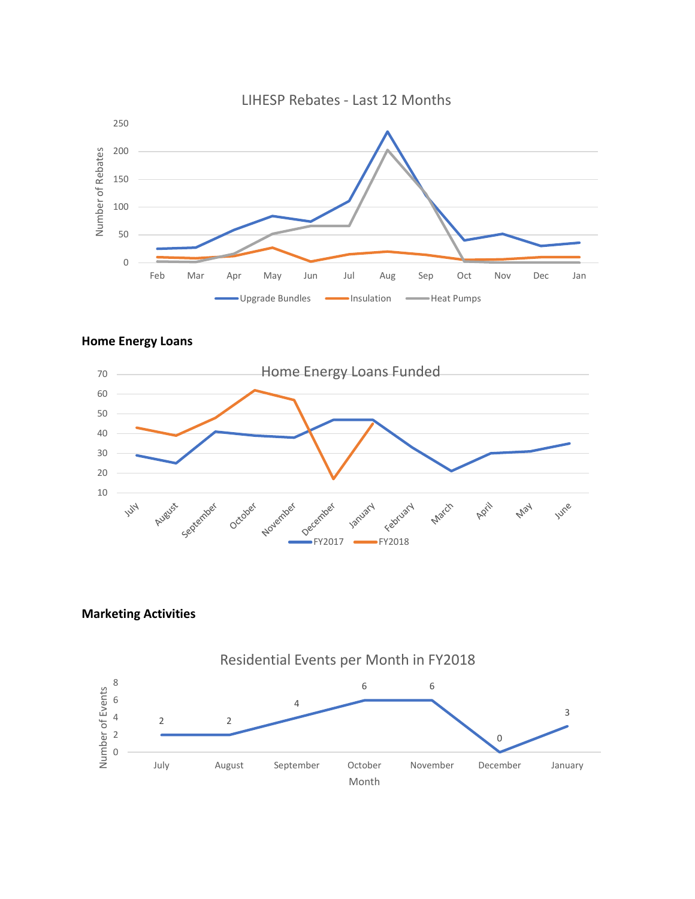LIHESP Rebates - Last 12 Months

**Home Energy Loans**

Home Energy Loans Funded

**Marketing Activities**

Residential Events per Month in FY2018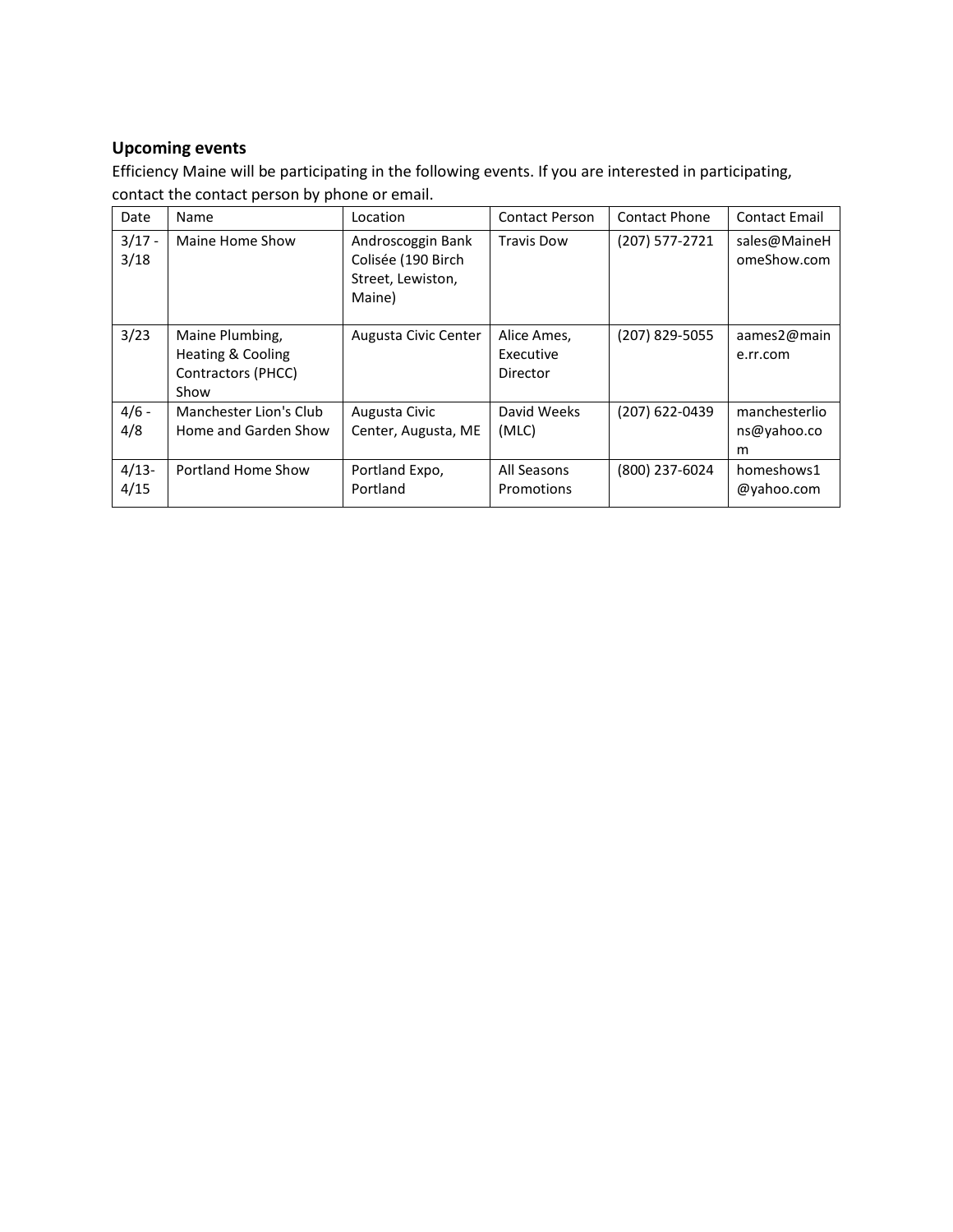### Upcoming events

Efficiency Maine will be participating in the following events. If you are interested in participating, contact the contact person by phone or email.

| Date | Name | Location | Contact Person | Contact Phone | Contact Email |
| --- | --- | --- | --- | --- | --- |
| 3/17 - 3/18 | Maine Home Show | Androscoggin Bank Colisée (190 Birch Street, Lewiston, Maine) | Travis Dow | (207) 577-2721 | sales@MaineHomeShow.com |
| 3/23 | Maine Plumbing, Heating & Cooling Contractors (PHCC) Show | Augusta Civic Center | Alice Ames, Executive Director | (207) 829-5055 | aames2@maine.rr.com |
| 4/6 - 4/8 | Manchester Lion's Club Home and Garden Show | Augusta Civic Center, Augusta, ME | David Weeks (MLC) | (207) 622-0439 | manchesterlions@yahoo.com |
| 4/13- 4/15 | Portland Home Show | Portland Expo, Portland | All Seasons Promotions | (800) 237-6024 | homeshows1@yahoo.com |